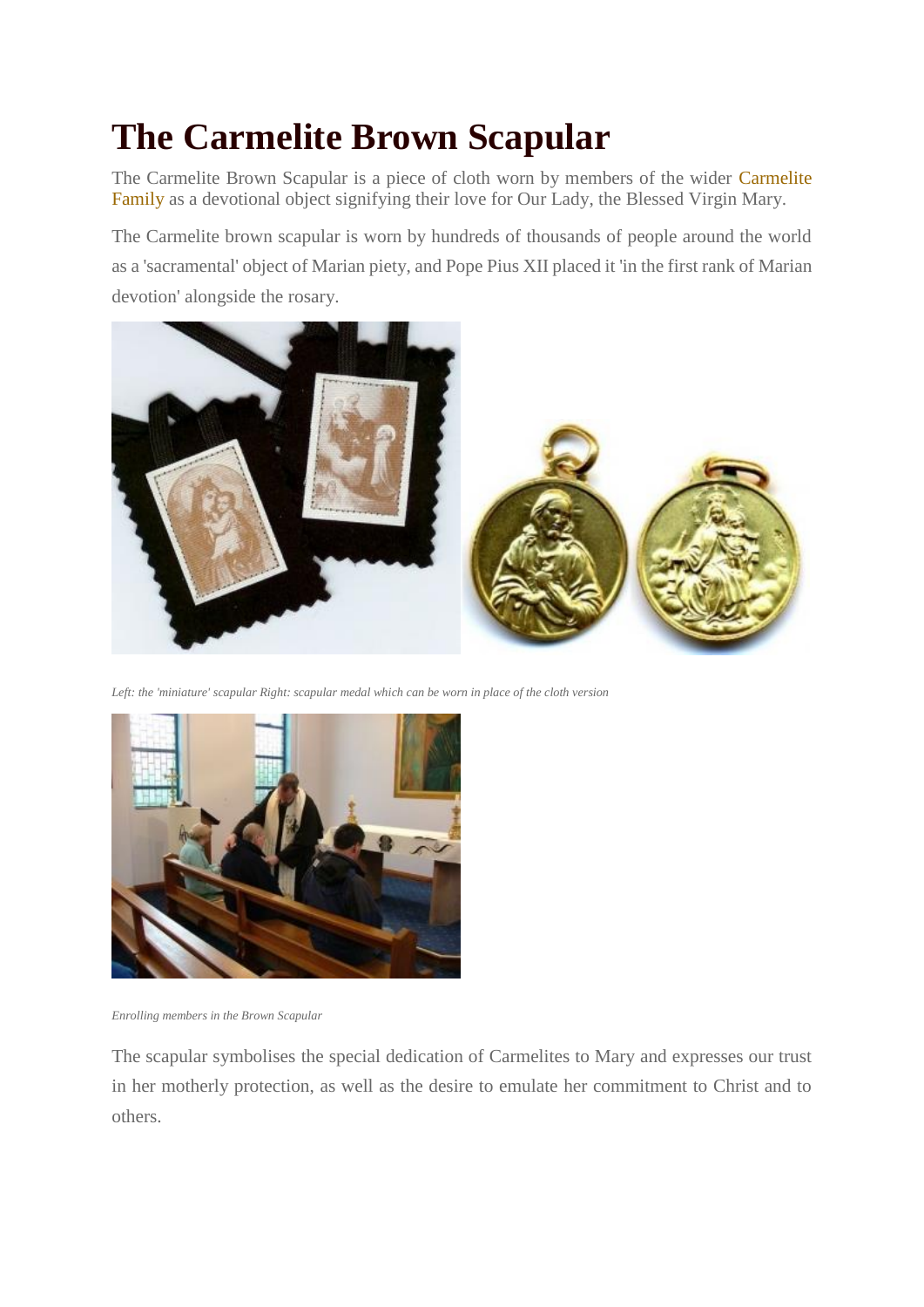# The Carmelite Brown Scapular

The Carmelite Brown Scapular is a piece of cloth worn by members of the wider Carmelite Family as a devotional object signifying their love for Our Lady, the Blessed Virgin Mary.

The Carmelite brown scapular is worn by hundreds of thousands of people around the world as a 'sacramental' object of Marian piety, and Pope Pius XII placed it 'in the first rank of Marian devotion' alongside the rosary.

*Left: the 'miniature' scapular Right: scapular medal which can be worn in place of the cloth version*

*Enrolling members in the Brown Scapular*

The scapular symbolises the special dedication of Carmelites to Mary and expresses our trust in her motherly protection, as well as the desire to emulate her commitment to Christ and to others.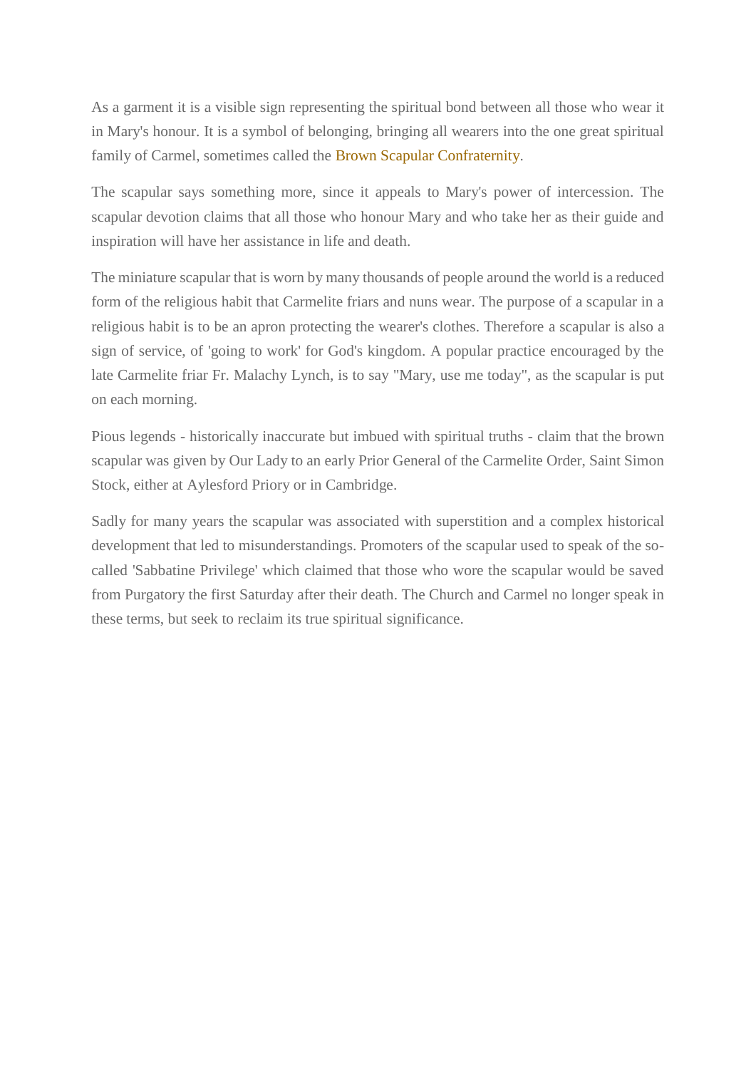As a garment it is a visible sign representing the spiritual bond between all those who wear it in Mary's honour. It is a symbol of belonging, bringing all wearers into the one great spiritual family of Carmel, sometimes called the Brown Scapular Confraternity.

The scapular says something more, since it appeals to Mary's power of intercession. The scapular devotion claims that all those who honour Mary and who take her as their guide and inspiration will have her assistance in life and death.

The miniature scapular that is worn by many thousands of people around the world is a reduced form of the religious habit that Carmelite friars and nuns wear. The purpose of a scapular in a religious habit is to be an apron protecting the wearer's clothes. Therefore a scapular is also a sign of service, of 'going to work' for God's kingdom. A popular practice encouraged by the late Carmelite friar Fr. Malachy Lynch, is to say "Mary, use me today", as the scapular is put on each morning.

Pious legends - historically inaccurate but imbued with spiritual truths - claim that the brown scapular was given by Our Lady to an early Prior General of the Carmelite Order, Saint Simon Stock, either at Aylesford Priory or in Cambridge.

Sadly for many years the scapular was associated with superstition and a complex historical development that led to misunderstandings. Promoters of the scapular used to speak of the so-called 'Sabbatine Privilege' which claimed that those who wore the scapular would be saved from Purgatory the first Saturday after their death. The Church and Carmel no longer speak in these terms, but seek to reclaim its true spiritual significance.